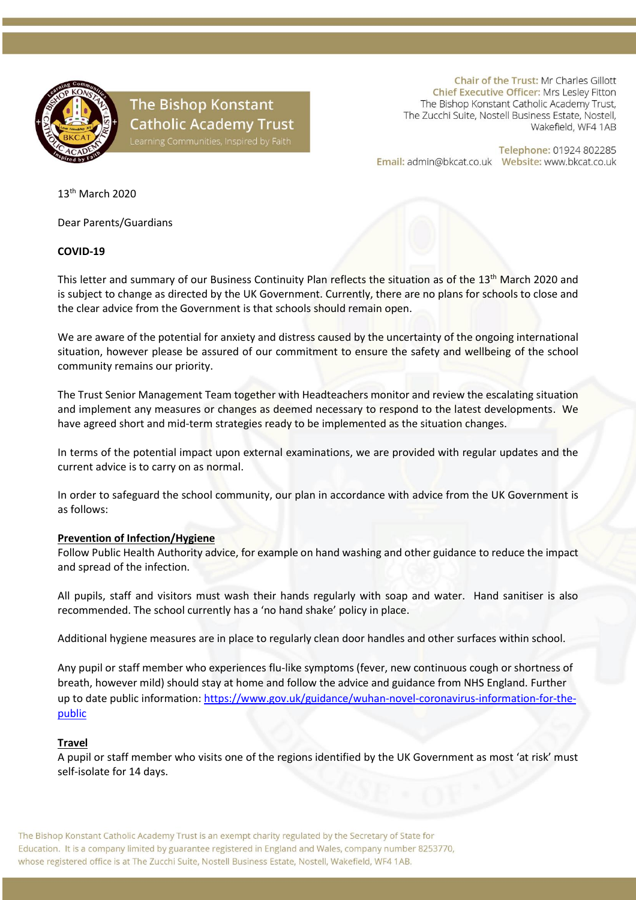# The Bishop Konstant Catholic Academy Trust

Learning Communities, Inspired by Faith

**Chair of the Trust:** Mr Charles Gillott
**Chief Executive Officer:** Mrs Lesley Fitton
The Bishop Konstant Catholic Academy Trust,
The Zucchi Suite, Nostell Business Estate, Nostell,
Wakefield, WF4 1AB

**Telephone:** 01924 802285
**Email:** admin@bkcat.co.uk **Website:** www.bkcat.co.uk

13th March 2020

Dear Parents/Guardians

**COVID-19**

This letter and summary of our Business Continuity Plan reflects the situation as of the 13th March 2020 and is subject to change as directed by the UK Government. Currently, there are no plans for schools to close and the clear advice from the Government is that schools should remain open.

We are aware of the potential for anxiety and distress caused by the uncertainty of the ongoing international situation, however please be assured of our commitment to ensure the safety and wellbeing of the school community remains our priority.

The Trust Senior Management Team together with Headteachers monitor and review the escalating situation and implement any measures or changes as deemed necessary to respond to the latest developments. We have agreed short and mid-term strategies ready to be implemented as the situation changes.

In terms of the potential impact upon external examinations, we are provided with regular updates and the current advice is to carry on as normal.

In order to safeguard the school community, our plan in accordance with advice from the UK Government is as follows:

**Prevention of Infection/Hygiene**

Follow Public Health Authority advice, for example on hand washing and other guidance to reduce the impact and spread of the infection.

All pupils, staff and visitors must wash their hands regularly with soap and water. Hand sanitiser is also recommended. The school currently has a 'no hand shake' policy in place.

Additional hygiene measures are in place to regularly clean door handles and other surfaces within school.

Any pupil or staff member who experiences flu-like symptoms (fever, new continuous cough or shortness of breath, however mild) should stay at home and follow the advice and guidance from NHS England. Further up to date public information: https://www.gov.uk/guidance/wuhan-novel-coronavirus-information-for-the-public

**Travel**

A pupil or staff member who visits one of the regions identified by the UK Government as most 'at risk' must self-isolate for 14 days.

The Bishop Konstant Catholic Academy Trust is an exempt charity regulated by the Secretary of State for Education. It is a company limited by guarantee registered in England and Wales, company number 8253770, whose registered office is at The Zucchi Suite, Nostell Business Estate, Nostell, Wakefield, WF4 1AB.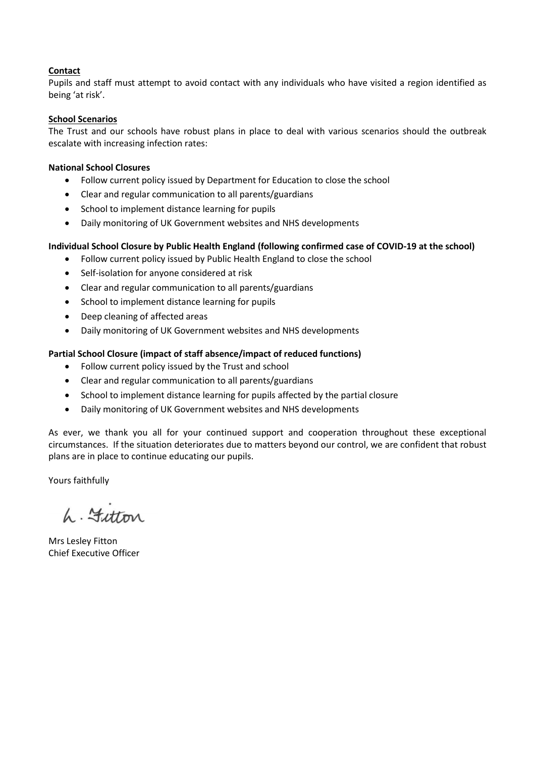**Contact**

Pupils and staff must attempt to avoid contact with any individuals who have visited a region identified as being 'at risk'.

**School Scenarios**

The Trust and our schools have robust plans in place to deal with various scenarios should the outbreak escalate with increasing infection rates:

**National School Closures**

- Follow current policy issued by Department for Education to close the school
- Clear and regular communication to all parents/guardians
- School to implement distance learning for pupils
- Daily monitoring of UK Government websites and NHS developments

**Individual School Closure by Public Health England (following confirmed case of COVID-19 at the school)**

- Follow current policy issued by Public Health England to close the school
- Self-isolation for anyone considered at risk
- Clear and regular communication to all parents/guardians
- School to implement distance learning for pupils
- Deep cleaning of affected areas
- Daily monitoring of UK Government websites and NHS developments

**Partial School Closure (impact of staff absence/impact of reduced functions)**

- Follow current policy issued by the Trust and school
- Clear and regular communication to all parents/guardians
- School to implement distance learning for pupils affected by the partial closure
- Daily monitoring of UK Government websites and NHS developments

As ever, we thank you all for your continued support and cooperation throughout these exceptional circumstances. If the situation deteriorates due to matters beyond our control, we are confident that robust plans are in place to continue educating our pupils.

Yours faithfully

L. Fitton

Mrs Lesley Fitton
Chief Executive Officer